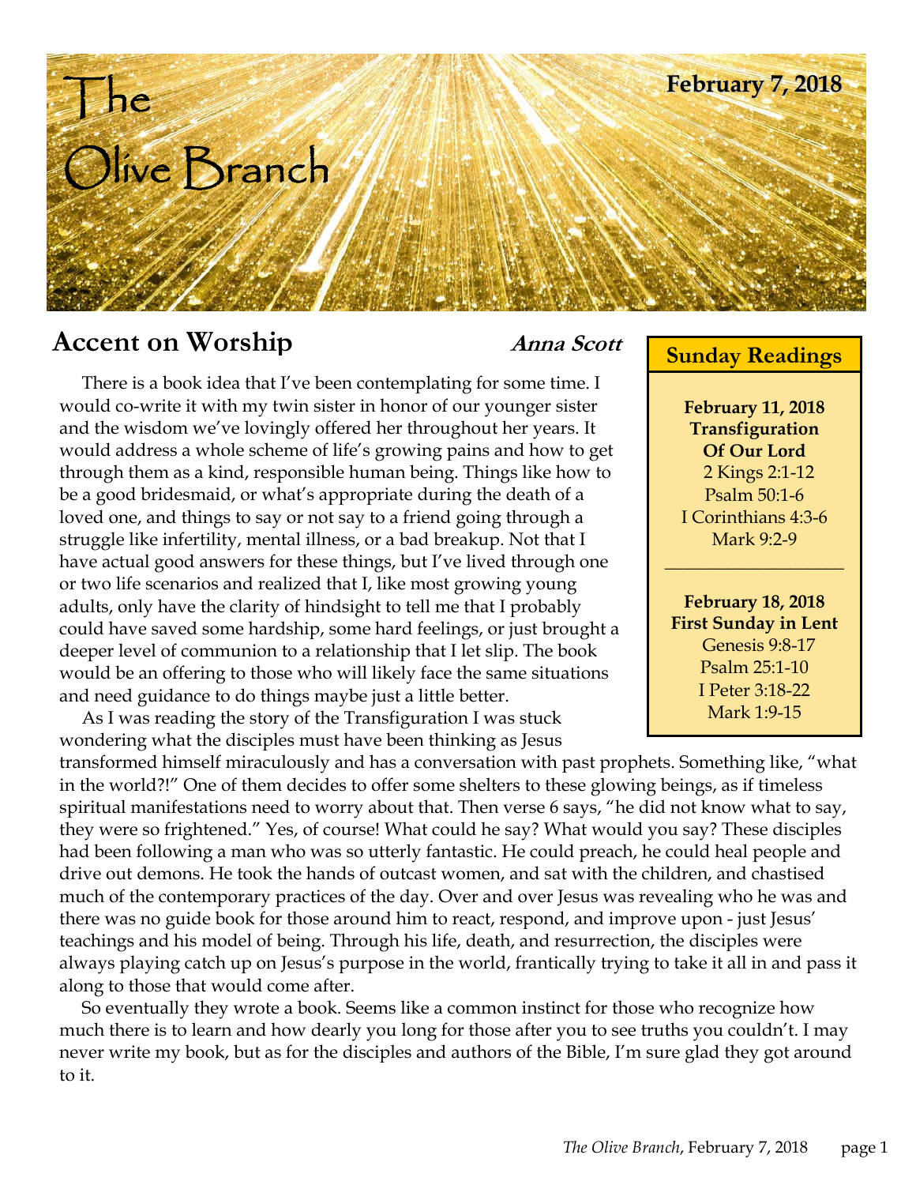# The Olive Branch

**February 7, 2018**

## Accent on Worship

***Anna Scott***

There is a book idea that I've been contemplating for some time. I would co-write it with my twin sister in honor of our younger sister and the wisdom we've lovingly offered her throughout her years. It would address a whole scheme of life's growing pains and how to get through them as a kind, responsible human being. Things like how to be a good bridesmaid, or what's appropriate during the death of a loved one, and things to say or not say to a friend going through a struggle like infertility, mental illness, or a bad breakup. Not that I have actual good answers for these things, but I've lived through one or two life scenarios and realized that I, like most growing young adults, only have the clarity of hindsight to tell me that I probably could have saved some hardship, some hard feelings, or just brought a deeper level of communion to a relationship that I let slip. The book would be an offering to those who will likely face the same situations and need guidance to do things maybe just a little better.

As I was reading the story of the Transfiguration I was stuck wondering what the disciples must have been thinking as Jesus transformed himself miraculously and has a conversation with past prophets. Something like, "what in the world?!" One of them decides to offer some shelters to these glowing beings, as if timeless spiritual manifestations need to worry about that. Then verse 6 says, "he did not know what to say, they were so frightened." Yes, of course! What could he say? What would you say? These disciples had been following a man who was so utterly fantastic. He could preach, he could heal people and drive out demons. He took the hands of outcast women, and sat with the children, and chastised much of the contemporary practices of the day. Over and over Jesus was revealing who he was and there was no guide book for those around him to react, respond, and improve upon - just Jesus' teachings and his model of being. Through his life, death, and resurrection, the disciples were always playing catch up on Jesus's purpose in the world, frantically trying to take it all in and pass it along to those that would come after.

So eventually they wrote a book. Seems like a common instinct for those who recognize how much there is to learn and how dearly you long for those after you to see truths you couldn't. I may never write my book, but as for the disciples and authors of the Bible, I'm sure glad they got around to it.

### Sunday Readings

**February 11, 2018**
**Transfiguration Of Our Lord**
2 Kings 2:1-12
Psalm 50:1-6
I Corinthians 4:3-6
Mark 9:2-9

---

**February 18, 2018**
**First Sunday in Lent**
Genesis 9:8-17
Psalm 25:1-10
I Peter 3:18-22
Mark 1:9-15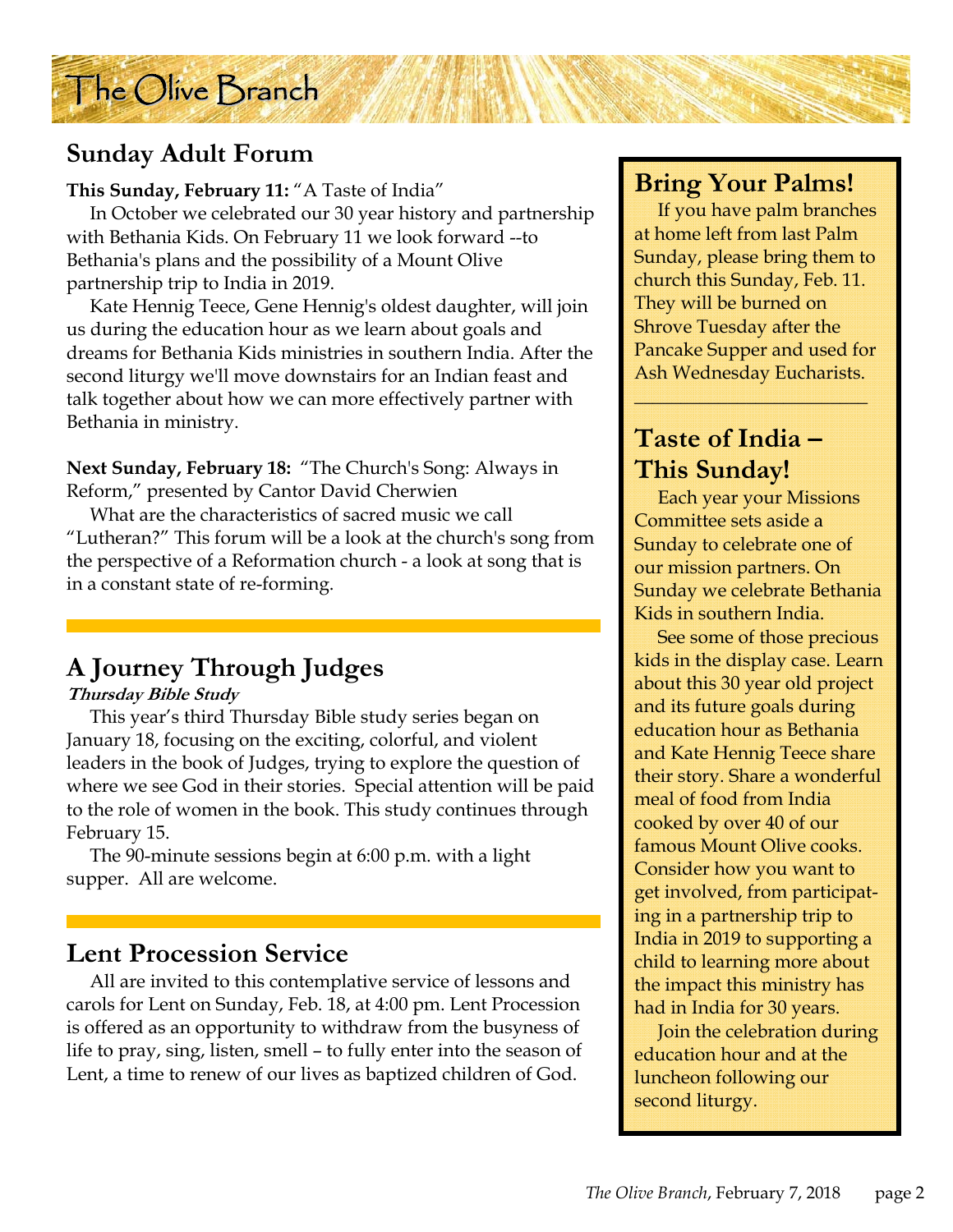# The Olive Branch

## Sunday Adult Forum

**This Sunday, February 11:** "A Taste of India"

In October we celebrated our 30 year history and partnership with Bethania Kids. On February 11 we look forward --to Bethania's plans and the possibility of a Mount Olive partnership trip to India in 2019.

Kate Hennig Teece, Gene Hennig's oldest daughter, will join us during the education hour as we learn about goals and dreams for Bethania Kids ministries in southern India. After the second liturgy we'll move downstairs for an Indian feast and talk together about how we can more effectively partner with Bethania in ministry.

**Next Sunday, February 18:** "The Church's Song: Always in Reform," presented by Cantor David Cherwien

What are the characteristics of sacred music we call "Lutheran?" This forum will be a look at the church's song from the perspective of a Reformation church - a look at song that is in a constant state of re-forming.

## A Journey Through Judges

***Thursday Bible Study***

This year's third Thursday Bible study series began on January 18, focusing on the exciting, colorful, and violent leaders in the book of Judges, trying to explore the question of where we see God in their stories. Special attention will be paid to the role of women in the book. This study continues through February 15.

The 90-minute sessions begin at 6:00 p.m. with a light supper. All are welcome.

## Lent Procession Service

All are invited to this contemplative service of lessons and carols for Lent on Sunday, Feb. 18, at 4:00 pm. Lent Procession is offered as an opportunity to withdraw from the busyness of life to pray, sing, listen, smell – to fully enter into the season of Lent, a time to renew of our lives as baptized children of God.

## Bring Your Palms!

If you have palm branches at home left from last Palm Sunday, please bring them to church this Sunday, Feb. 11. They will be burned on Shrove Tuesday after the Pancake Supper and used for Ash Wednesday Eucharists.

## Taste of India – This Sunday!

Each year your Missions Committee sets aside a Sunday to celebrate one of our mission partners. On Sunday we celebrate Bethania Kids in southern India.

See some of those precious kids in the display case. Learn about this 30 year old project and its future goals during education hour as Bethania and Kate Hennig Teece share their story. Share a wonderful meal of food from India cooked by over 40 of our famous Mount Olive cooks. Consider how you want to get involved, from participating in a partnership trip to India in 2019 to supporting a child to learning more about the impact this ministry has had in India for 30 years.

Join the celebration during education hour and at the luncheon following our second liturgy.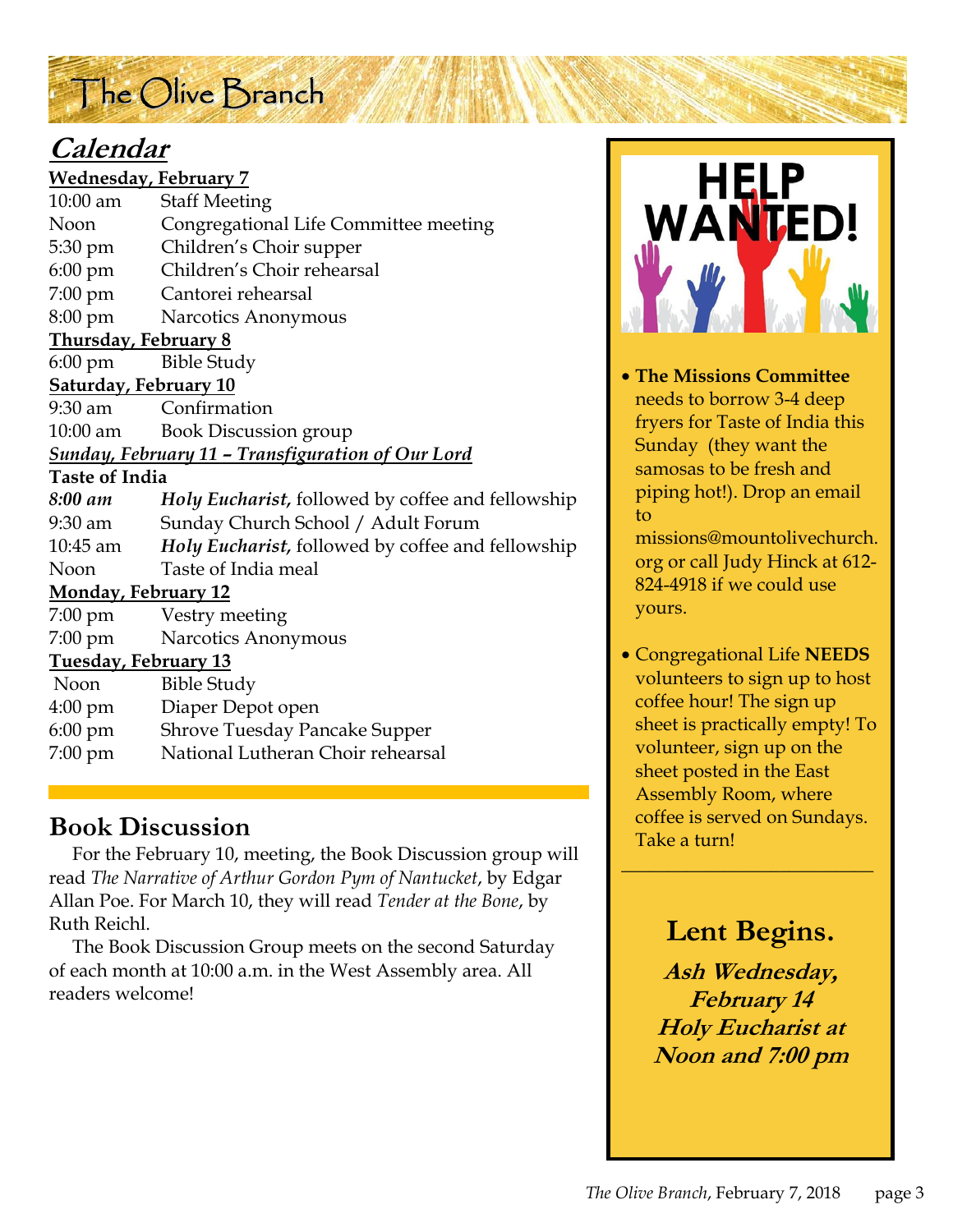# The Olive Branch

## *Calendar*

**Wednesday, February 7**

| | |
|---|---|
| 10:00 am | Staff Meeting |
| Noon | Congregational Life Committee meeting |
| 5:30 pm | Children's Choir supper |
| 6:00 pm | Children's Choir rehearsal |
| 7:00 pm | Cantorei rehearsal |
| 8:00 pm | Narcotics Anonymous |

**Thursday, February 8**

| | |
|---|---|
| 6:00 pm | Bible Study |

**Saturday, February 10**

| | |
|---|---|
| 9:30 am | Confirmation |
| 10:00 am | Book Discussion group |

***Sunday, February 11 – Transfiguration of Our Lord***

**Taste of India**

| | |
|---|---|
| *8:00 am* | ***Holy Eucharist,*** followed by coffee and fellowship |
| 9:30 am | Sunday Church School / Adult Forum |
| 10:45 am | ***Holy Eucharist,*** followed by coffee and fellowship |
| Noon | Taste of India meal |

**Monday, February 12**

| | |
|---|---|
| 7:00 pm | Vestry meeting |
| 7:00 pm | Narcotics Anonymous |

**Tuesday, February 13**

| | |
|---|---|
| Noon | Bible Study |
| 4:00 pm | Diaper Depot open |
| 6:00 pm | Shrove Tuesday Pancake Supper |
| 7:00 pm | National Lutheran Choir rehearsal |

## Book Discussion

For the February 10, meeting, the Book Discussion group will read *The Narrative of Arthur Gordon Pym of Nantucket*, by Edgar Allan Poe. For March 10, they will read *Tender at the Bone*, by Ruth Reichl.

The Book Discussion Group meets on the second Saturday of each month at 10:00 a.m. in the West Assembly area. All readers welcome!

HELP WANTED!

- **The Missions Committee** needs to borrow 3-4 deep fryers for Taste of India this Sunday (they want the samosas to be fresh and piping hot!). Drop an email to missions@mountolivechurch.org or call Judy Hinck at 612-824-4918 if we could use yours.
- Congregational Life **NEEDS** volunteers to sign up to host coffee hour! The sign up sheet is practically empty! To volunteer, sign up on the sheet posted in the East Assembly Room, where coffee is served on Sundays. Take a turn!

## Lent Begins.

***Ash Wednesday, February 14***
***Holy Eucharist at Noon and 7:00 pm***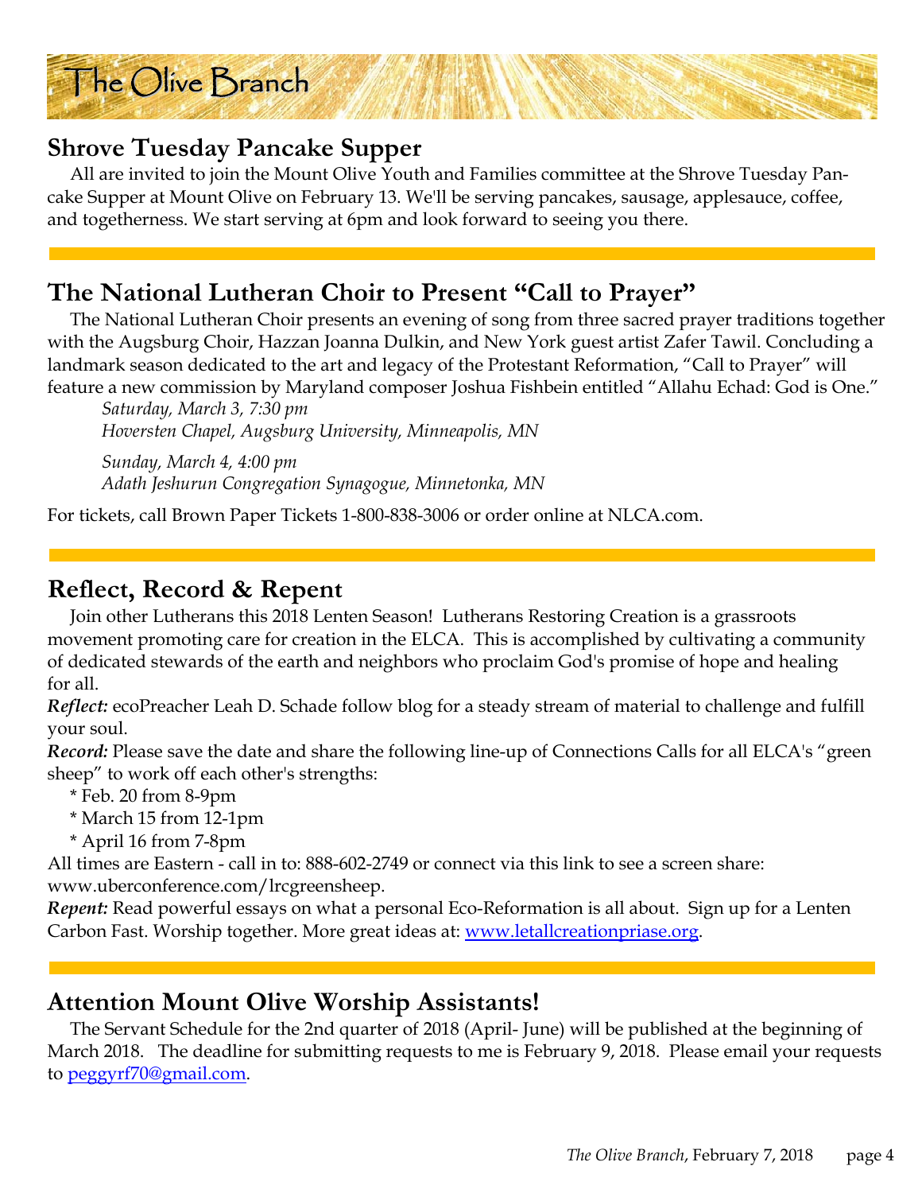# The Olive Branch

## Shrove Tuesday Pancake Supper

All are invited to join the Mount Olive Youth and Families committee at the Shrove Tuesday Pancake Supper at Mount Olive on February 13. We'll be serving pancakes, sausage, applesauce, coffee, and togetherness. We start serving at 6pm and look forward to seeing you there.

---

## The National Lutheran Choir to Present "Call to Prayer"

The National Lutheran Choir presents an evening of song from three sacred prayer traditions together with the Augsburg Choir, Hazzan Joanna Dulkin, and New York guest artist Zafer Tawil. Concluding a landmark season dedicated to the art and legacy of the Protestant Reformation, "Call to Prayer" will feature a new commission by Maryland composer Joshua Fishbein entitled "Allahu Echad: God is One."

*Saturday, March 3, 7:30 pm*
*Hoversten Chapel, Augsburg University, Minneapolis, MN*

*Sunday, March 4, 4:00 pm*
*Adath Jeshurun Congregation Synagogue, Minnetonka, MN*

For tickets, call Brown Paper Tickets 1-800-838-3006 or order online at NLCA.com.

---

## Reflect, Record & Repent

Join other Lutherans this 2018 Lenten Season! Lutherans Restoring Creation is a grassroots movement promoting care for creation in the ELCA. This is accomplished by cultivating a community of dedicated stewards of the earth and neighbors who proclaim God's promise of hope and healing for all.

***Reflect:*** ecoPreacher Leah D. Schade follow blog for a steady stream of material to challenge and fulfill your soul.

***Record:*** Please save the date and share the following line-up of Connections Calls for all ELCA's "green sheep" to work off each other's strengths:

* Feb. 20 from 8-9pm
* March 15 from 12-1pm
* April 16 from 7-8pm

All times are Eastern - call in to: 888-602-2749 or connect via this link to see a screen share: www.uberconference.com/lrcgreensheep.

***Repent:*** Read powerful essays on what a personal Eco-Reformation is all about. Sign up for a Lenten Carbon Fast. Worship together. More great ideas at: www.letallcreationpriase.org.

---

## Attention Mount Olive Worship Assistants!

The Servant Schedule for the 2nd quarter of 2018 (April- June) will be published at the beginning of March 2018. The deadline for submitting requests to me is February 9, 2018. Please email your requests to peggyrf70@gmail.com.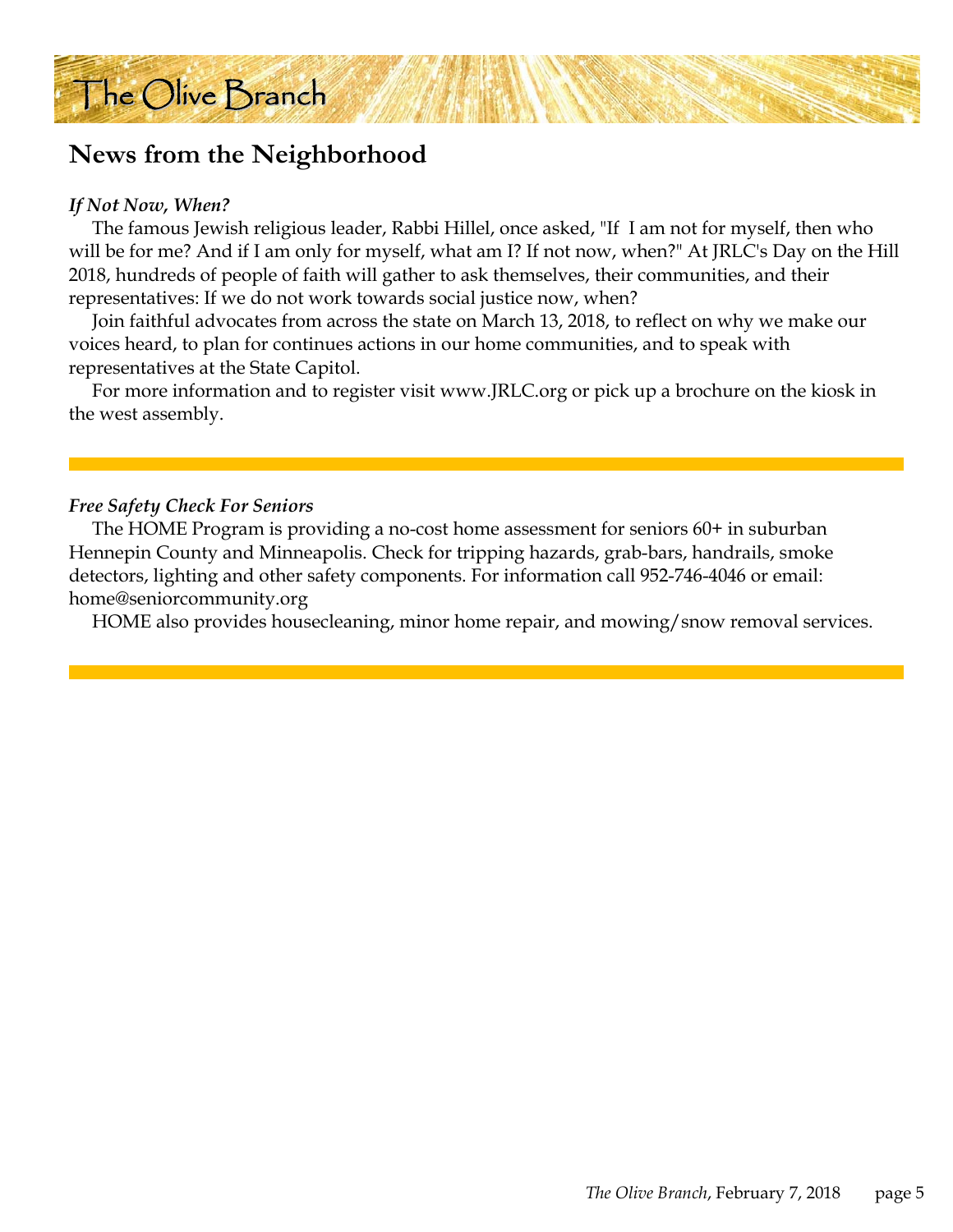## News from the Neighborhood

***If Not Now, When?***

The famous Jewish religious leader, Rabbi Hillel, once asked, "If I am not for myself, then who will be for me? And if I am only for myself, what am I? If not now, when?" At JRLC's Day on the Hill 2018, hundreds of people of faith will gather to ask themselves, their communities, and their representatives: If we do not work towards social justice now, when?

Join faithful advocates from across the state on March 13, 2018, to reflect on why we make our voices heard, to plan for continues actions in our home communities, and to speak with representatives at the State Capitol.

For more information and to register visit www.JRLC.org or pick up a brochure on the kiosk in the west assembly.

---

***Free Safety Check For Seniors***

The HOME Program is providing a no-cost home assessment for seniors 60+ in suburban Hennepin County and Minneapolis. Check for tripping hazards, grab-bars, handrails, smoke detectors, lighting and other safety components. For information call 952-746-4046 or email: home@seniorcommunity.org

HOME also provides housecleaning, minor home repair, and mowing/snow removal services.

---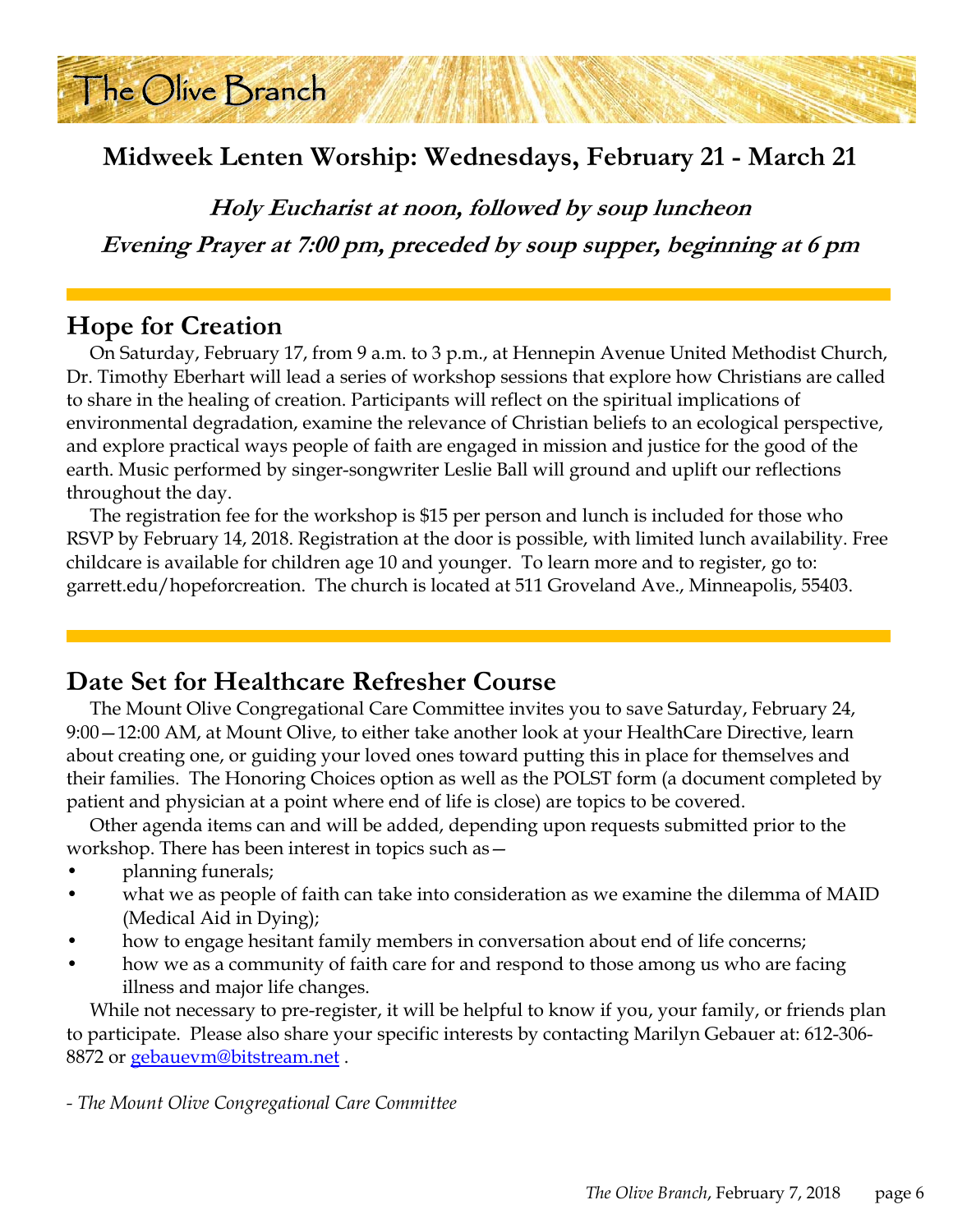## Midweek Lenten Worship: Wednesdays, February 21 - March 21

***Holy Eucharist at noon, followed by soup luncheon***

***Evening Prayer at 7:00 pm, preceded by soup supper, beginning at 6 pm***

## Hope for Creation

On Saturday, February 17, from 9 a.m. to 3 p.m., at Hennepin Avenue United Methodist Church, Dr. Timothy Eberhart will lead a series of workshop sessions that explore how Christians are called to share in the healing of creation. Participants will reflect on the spiritual implications of environmental degradation, examine the relevance of Christian beliefs to an ecological perspective, and explore practical ways people of faith are engaged in mission and justice for the good of the earth. Music performed by singer-songwriter Leslie Ball will ground and uplift our reflections throughout the day.

The registration fee for the workshop is $15 per person and lunch is included for those who RSVP by February 14, 2018. Registration at the door is possible, with limited lunch availability. Free childcare is available for children age 10 and younger. To learn more and to register, go to: garrett.edu/hopeforcreation. The church is located at 511 Groveland Ave., Minneapolis, 55403.

## Date Set for Healthcare Refresher Course

The Mount Olive Congregational Care Committee invites you to save Saturday, February 24, 9:00—12:00 AM, at Mount Olive, to either take another look at your HealthCare Directive, learn about creating one, or guiding your loved ones toward putting this in place for themselves and their families. The Honoring Choices option as well as the POLST form (a document completed by patient and physician at a point where end of life is close) are topics to be covered.

Other agenda items can and will be added, depending upon requests submitted prior to the workshop. There has been interest in topics such as—

- planning funerals;
- what we as people of faith can take into consideration as we examine the dilemma of MAID (Medical Aid in Dying);
- how to engage hesitant family members in conversation about end of life concerns;
- how we as a community of faith care for and respond to those among us who are facing illness and major life changes.

While not necessary to pre-register, it will be helpful to know if you, your family, or friends plan to participate. Please also share your specific interests by contacting Marilyn Gebauer at: 612-306-8872 or gebauevm@bitstream.net .

*- The Mount Olive Congregational Care Committee*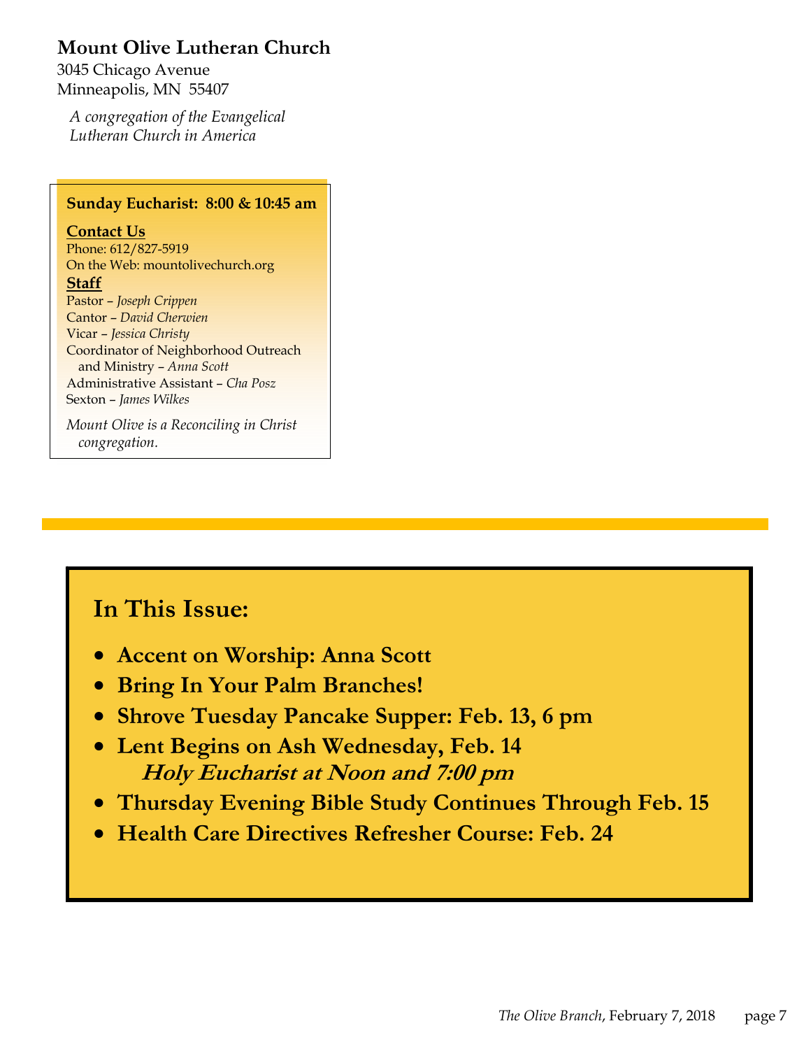**Mount Olive Lutheran Church**

3045 Chicago Avenue
Minneapolis, MN 55407

*A congregation of the Evangelical Lutheran Church in America*

**Sunday Eucharist: 8:00 & 10:45 am**

**Contact Us**

Phone: 612/827-5919
On the Web: mountolivechurch.org

**Staff**

Pastor – *Joseph Crippen*
Cantor – *David Cherwien*
Vicar – *Jessica Christy*
Coordinator of Neighborhood Outreach and Ministry – *Anna Scott*
Administrative Assistant – *Cha Posz*
Sexton – *James Wilkes*

*Mount Olive is a Reconciling in Christ congregation.*

## In This Issue:

- **Accent on Worship: Anna Scott**
- **Bring In Your Palm Branches!**
- **Shrove Tuesday Pancake Supper: Feb. 13, 6 pm**
- **Lent Begins on Ash Wednesday, Feb. 14**
  ***Holy Eucharist at Noon and 7:00 pm***
- **Thursday Evening Bible Study Continues Through Feb. 15**
- **Health Care Directives Refresher Course: Feb. 24**